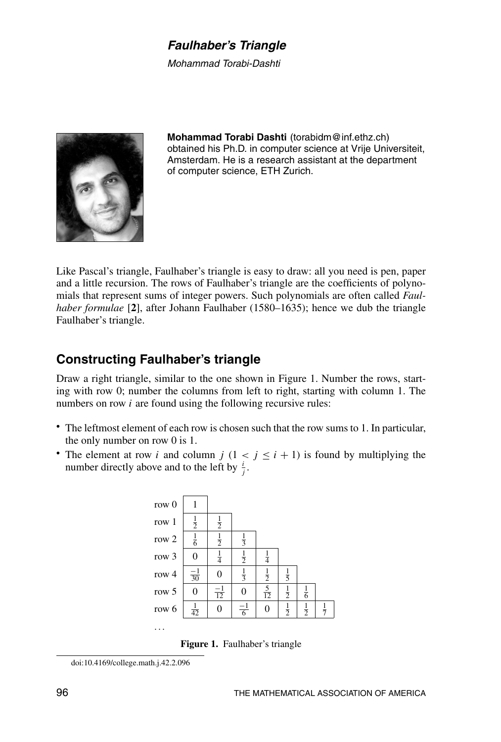# Faulhaber's Triangle

*Mohammad Torabi-Dashti*

**Mohammad Torabi Dashti** (torabidm@inf.ethz.ch) obtained his Ph.D. in computer science at Vrije Universiteit, Amsterdam. He is a research assistant at the department of computer science, ETH Zurich.

Like Pascal's triangle, Faulhaber's triangle is easy to draw: all you need is pen, paper and a little recursion. The rows of Faulhaber's triangle are the coefficients of polynomials that represent sums of integer powers. Such polynomials are often called *Faulhaber formulae* [**2**], after Johann Faulhaber (1580–1635); hence we dub the triangle Faulhaber's triangle.

## Constructing Faulhaber's triangle

Draw a right triangle, similar to the one shown in Figure 1. Number the rows, starting with row 0; number the columns from left to right, starting with column 1. The numbers on row $i$ are found using the following recursive rules:

- The leftmost element of each row is chosen such that the row sums to 1. In particular, the only number on row 0 is 1.
- The element at row $i$ and column $j$ ($1 < j \leq i + 1$) is found by multiplying the number directly above and to the left by $\frac{i}{j}$.

| | | | | | | | |
|---|---|---|---|---|---|---|---|
| row 0 | $1$ | | | | | | |
| row 1 | $\frac{1}{2}$ | $\frac{1}{2}$ | | | | | |
| row 2 | $\frac{1}{6}$ | $\frac{1}{2}$ | $\frac{1}{3}$ | | | | |
| row 3 | $0$ | $\frac{1}{4}$ | $\frac{1}{2}$ | $\frac{1}{4}$ | | | |
| row 4 | $\frac{-1}{30}$ | $0$ | $\frac{1}{3}$ | $\frac{1}{2}$ | $\frac{1}{5}$ | | |
| row 5 | $0$ | $\frac{-1}{12}$ | $0$ | $\frac{5}{12}$ | $\frac{1}{2}$ | $\frac{1}{6}$ | |
| row 6 | $\frac{1}{42}$ | $0$ | $\frac{-1}{6}$ | $0$ | $\frac{1}{2}$ | $\frac{1}{2}$ | $\frac{1}{7}$ |
| ... | | | | | | | |

**Figure 1.** Faulhaber's triangle

doi:10.4169/college.math.j.42.2.096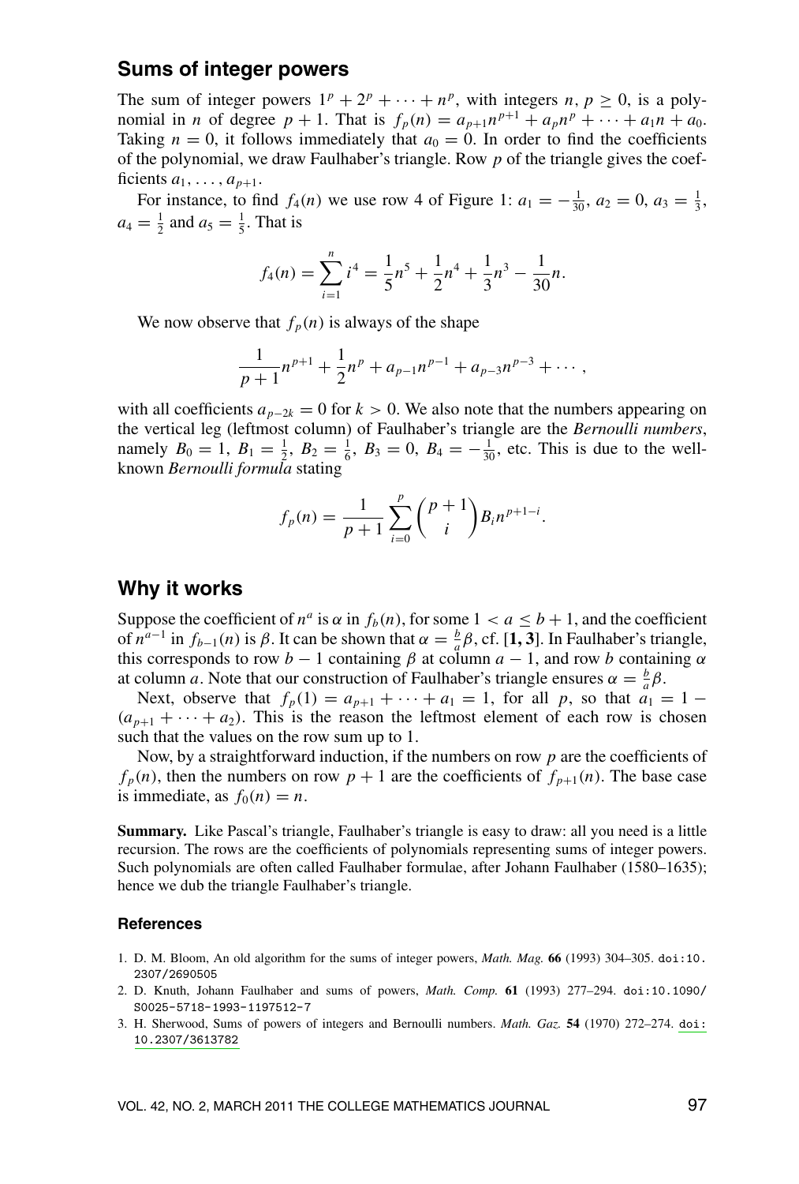## Sums of integer powers

The sum of integer powers $1^p + 2^p + \cdots + n^p$, with integers $n, p \geq 0$, is a polynomial in $n$ of degree $p+1$. That is $f_p(n) = a_{p+1}n^{p+1} + a_p n^p + \cdots + a_1 n + a_0$. Taking $n = 0$, it follows immediately that $a_0 = 0$. In order to find the coefficients of the polynomial, we draw Faulhaber's triangle. Row $p$ of the triangle gives the coefficients $a_1, \ldots, a_{p+1}$.

For instance, to find $f_4(n)$ we use row 4 of Figure 1: $a_1 = -\frac{1}{30}$, $a_2 = 0$, $a_3 = \frac{1}{3}$, $a_4 = \frac{1}{2}$ and $a_5 = \frac{1}{5}$. That is

$$f_4(n) = \sum_{i=1}^{n} i^4 = \frac{1}{5}n^5 + \frac{1}{2}n^4 + \frac{1}{3}n^3 - \frac{1}{30}n.$$

We now observe that $f_p(n)$ is always of the shape

$$\frac{1}{p+1}n^{p+1} + \frac{1}{2}n^p + a_{p-1}n^{p-1} + a_{p-3}n^{p-3} + \cdots,$$

with all coefficients $a_{p-2k} = 0$ for $k > 0$. We also note that the numbers appearing on the vertical leg (leftmost column) of Faulhaber's triangle are the *Bernoulli numbers*, namely $B_0 = 1$, $B_1 = \frac{1}{2}$, $B_2 = \frac{1}{6}$, $B_3 = 0$, $B_4 = -\frac{1}{30}$, etc. This is due to the well-known *Bernoulli formula* stating

$$f_p(n) = \frac{1}{p+1}\sum_{i=0}^{p}\binom{p+1}{i}B_i n^{p+1-i}.$$

## Why it works

Suppose the coefficient of $n^a$ is $\alpha$ in $f_b(n)$, for some $1 < a \leq b+1$, and the coefficient of $n^{a-1}$ in $f_{b-1}(n)$ is $\beta$. It can be shown that $\alpha = \frac{b}{a}\beta$, cf. [**1, 3**]. In Faulhaber's triangle, this corresponds to row $b-1$ containing $\beta$ at column $a-1$, and row $b$ containing $\alpha$ at column $a$. Note that our construction of Faulhaber's triangle ensures $\alpha = \frac{b}{a}\beta$.

Next, observe that $f_p(1) = a_{p+1} + \cdots + a_1 = 1$, for all $p$, so that $a_1 = 1 - (a_{p+1} + \cdots + a_2)$. This is the reason the leftmost element of each row is chosen such that the values on the row sum up to 1.

Now, by a straightforward induction, if the numbers on row $p$ are the coefficients of $f_p(n)$, then the numbers on row $p+1$ are the coefficients of $f_{p+1}(n)$. The base case is immediate, as $f_0(n) = n$.

**Summary.** Like Pascal's triangle, Faulhaber's triangle is easy to draw: all you need is a little recursion. The rows are the coefficients of polynomials representing sums of integer powers. Such polynomials are often called Faulhaber formulae, after Johann Faulhaber (1580–1635); hence we dub the triangle Faulhaber's triangle.

### References

1. D. M. Bloom, An old algorithm for the sums of integer powers, *Math. Mag.* **66** (1993) 304–305. doi:10.2307/2690505
2. D. Knuth, Johann Faulhaber and sums of powers, *Math. Comp.* **61** (1993) 277–294. doi:10.1090/S0025-5718-1993-1197512-7
3. H. Sherwood, Sums of powers of integers and Bernoulli numbers. *Math. Gaz.* **54** (1970) 272–274. doi:10.2307/3613782